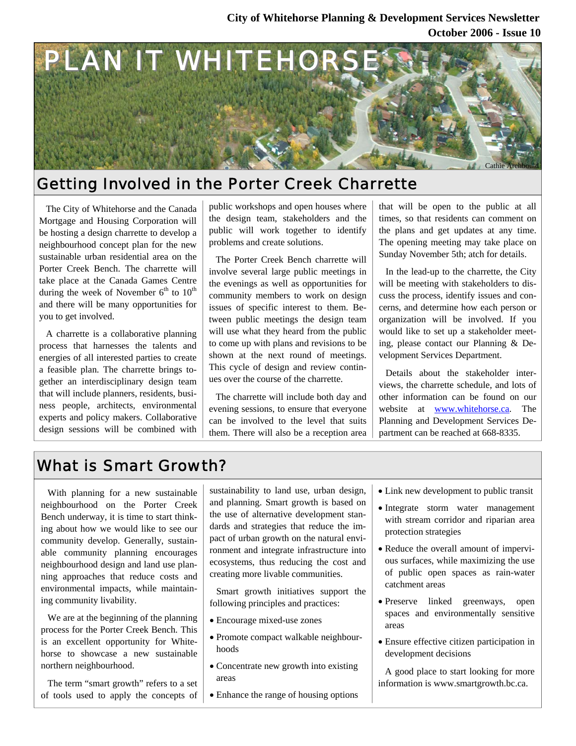**City of Whitehorse Planning & Development Services Newsletter**
**October 2006 - Issue 10**

# PLAN IT WHITEHORSE

Cathie Archbould

## Getting Involved in the Porter Creek Charrette

The City of Whitehorse and the Canada Mortgage and Housing Corporation will be hosting a design charrette to develop a neighbourhood concept plan for the new sustainable urban residential area on the Porter Creek Bench. The charrette will take place at the Canada Games Centre during the week of November 6th to 10th and there will be many opportunities for you to get involved.

A charrette is a collaborative planning process that harnesses the talents and energies of all interested parties to create a feasible plan. The charrette brings together an interdisciplinary design team that will include planners, residents, business people, architects, environmental experts and policy makers. Collaborative design sessions will be combined with public workshops and open houses where the design team, stakeholders and the public will work together to identify problems and create solutions.

The Porter Creek Bench charrette will involve several large public meetings in the evenings as well as opportunities for community members to work on design issues of specific interest to them. Between public meetings the design team will use what they heard from the public to come up with plans and revisions to be shown at the next round of meetings. This cycle of design and review continues over the course of the charrette.

The charrette will include both day and evening sessions, to ensure that everyone can be involved to the level that suits them. There will also be a reception area that will be open to the public at all times, so that residents can comment on the plans and get updates at any time. The opening meeting may take place on Sunday November 5th; atch for details.

In the lead-up to the charrette, the City will be meeting with stakeholders to discuss the process, identify issues and concerns, and determine how each person or organization will be involved. If you would like to set up a stakeholder meeting, please contact our Planning & Development Services Department.

Details about the stakeholder interviews, the charrette schedule, and lots of other information can be found on our website at www.whitehorse.ca. The Planning and Development Services Department can be reached at 668-8335.

## What is Smart Growth?

With planning for a new sustainable neighbourhood on the Porter Creek Bench underway, it is time to start thinking about how we would like to see our community develop. Generally, sustainable community planning encourages neighbourhood design and land use planning approaches that reduce costs and environmental impacts, while maintaining community livability.

We are at the beginning of the planning process for the Porter Creek Bench. This is an excellent opportunity for Whitehorse to showcase a new sustainable northern neighbourhood.

The term "smart growth" refers to a set of tools used to apply the concepts of sustainability to land use, urban design, and planning. Smart growth is based on the use of alternative development standards and strategies that reduce the impact of urban growth on the natural environment and integrate infrastructure into ecosystems, thus reducing the cost and creating more livable communities.

Smart growth initiatives support the following principles and practices:

- Encourage mixed-use zones
- Promote compact walkable neighbourhoods
- Concentrate new growth into existing areas
- Enhance the range of housing options
- Link new development to public transit
- Integrate storm water management with stream corridor and riparian area protection strategies
- Reduce the overall amount of impervious surfaces, while maximizing the use of public open spaces as rain-water catchment areas
- Preserve linked greenways, open spaces and environmentally sensitive areas
- Ensure effective citizen participation in development decisions

A good place to start looking for more information is www.smartgrowth.bc.ca.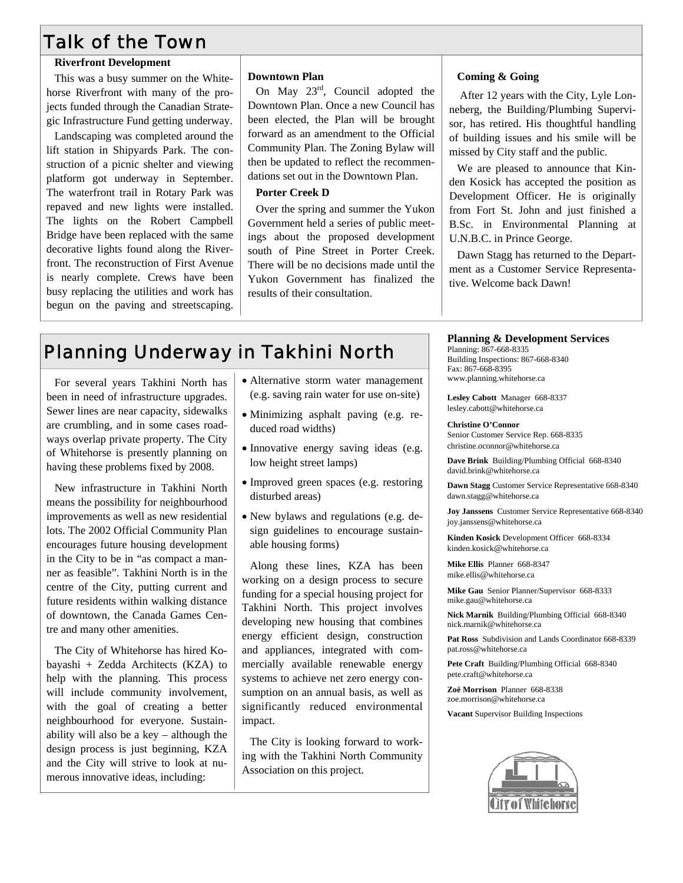## Talk of the Town

### Riverfront Development

This was a busy summer on the Whitehorse Riverfront with many of the projects funded through the Canadian Strategic Infrastructure Fund getting underway.

Landscaping was completed around the lift station in Shipyards Park. The construction of a picnic shelter and viewing platform got underway in September. The waterfront trail in Rotary Park was repaved and new lights were installed. The lights on the Robert Campbell Bridge have been replaced with the same decorative lights found along the Riverfront. The reconstruction of First Avenue is nearly complete. Crews have been busy replacing the utilities and work has begun on the paving and streetscaping.

### Downtown Plan

On May 23rd, Council adopted the Downtown Plan. Once a new Council has been elected, the Plan will be brought forward as an amendment to the Official Community Plan. The Zoning Bylaw will then be updated to reflect the recommendations set out in the Downtown Plan.

### Porter Creek D

Over the spring and summer the Yukon Government held a series of public meetings about the proposed development south of Pine Street in Porter Creek. There will be no decisions made until the Yukon Government has finalized the results of their consultation.

### Coming & Going

After 12 years with the City, Lyle Lonneberg, the Building/Plumbing Supervisor, has retired. His thoughtful handling of building issues and his smile will be missed by City staff and the public.

We are pleased to announce that Kinden Kosick has accepted the position as Development Officer. He is originally from Fort St. John and just finished a B.Sc. in Environmental Planning at U.N.B.C. in Prince George.

Dawn Stagg has returned to the Department as a Customer Service Representative. Welcome back Dawn!

## Planning Underway in Takhini North

For several years Takhini North has been in need of infrastructure upgrades. Sewer lines are near capacity, sidewalks are crumbling, and in some cases roadways overlap private property. The City of Whitehorse is presently planning on having these problems fixed by 2008.

New infrastructure in Takhini North means the possibility for neighbourhood improvements as well as new residential lots. The 2002 Official Community Plan encourages future housing development in the City to be in "as compact a manner as feasible". Takhini North is in the centre of the City, putting current and future residents within walking distance of downtown, the Canada Games Centre and many other amenities.

The City of Whitehorse has hired Kobayashi + Zedda Architects (KZA) to help with the planning. This process will include community involvement, with the goal of creating a better neighbourhood for everyone. Sustainability will also be a key – although the design process is just beginning, KZA and the City will strive to look at numerous innovative ideas, including:

- Alternative storm water management (e.g. saving rain water for use on-site)
- Minimizing asphalt paving (e.g. reduced road widths)
- Innovative energy saving ideas (e.g. low height street lamps)
- Improved green spaces (e.g. restoring disturbed areas)
- New bylaws and regulations (e.g. design guidelines to encourage sustainable housing forms)

Along these lines, KZA has been working on a design process to secure funding for a special housing project for Takhini North. This project involves developing new housing that combines energy efficient design, construction and appliances, integrated with commercially available renewable energy systems to achieve net zero energy consumption on an annual basis, as well as significantly reduced environmental impact.

The City is looking forward to working with the Takhini North Community Association on this project.

### Planning & Development Services

Planning: 867-668-8335
Building Inspections: 867-668-8340
Fax: 867-668-8395
www.planning.whitehorse.ca

**Lesley Cabott** Manager 668-8337
lesley.cabott@whitehorse.ca

**Christine O'Connor**
Senior Customer Service Rep. 668-8335
christine.oconnor@whitehorse.ca

**Dave Brink** Building/Plumbing Official 668-8340
david.brink@whitehorse.ca

**Dawn Stagg** Customer Service Representative 668-8340
dawn.stagg@whitehorse.ca

**Joy Janssens** Customer Service Representative 668-8340
joy.janssens@whitehorse.ca

**Kinden Kosick** Development Officer 668-8334
kinden.kosick@whitehorse.ca

**Mike Ellis** Planner 668-8347
mike.ellis@whitehorse.ca

**Mike Gau** Senior Planner/Supervisor 668-8333
mike.gau@whitehorse.ca

**Nick Marnik** Building/Plumbing Official 668-8340
nick.marnik@whitehorse.ca

**Pat Ross** Subdivision and Lands Coordinator 668-8339
pat.ross@whitehorse.ca

**Pete Craft** Building/Plumbing Official 668-8340
pete.craft@whitehorse.ca

**Zoë Morrison** Planner 668-8338
zoe.morrison@whitehorse.ca

**Vacant** Supervisor Building Inspections

City of Whitehorse